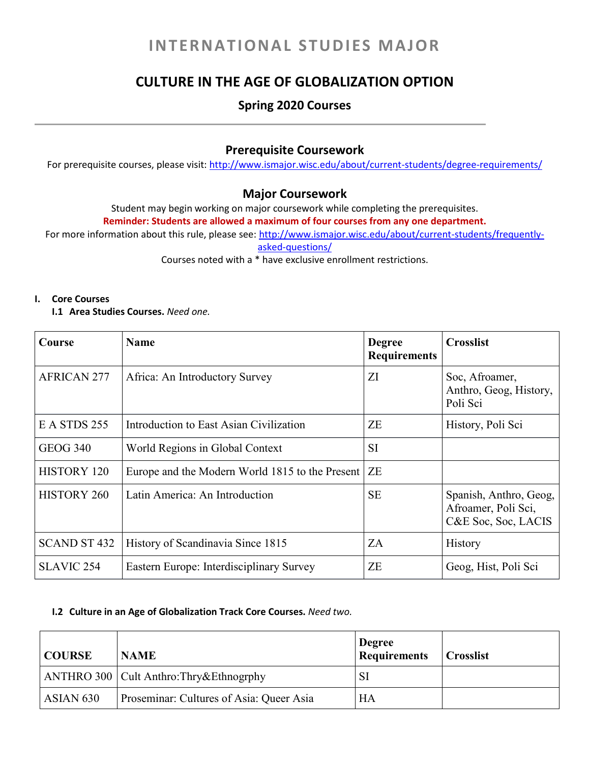# INTERNATIONAL STUDIES MAJOR

## CULTURE IN THE AGE OF GLOBALIZATION OPTION

### Spring 2020 Courses

---

### Prerequisite Coursework

For prerequisite courses, please visit: http://www.ismajor.wisc.edu/about/current-students/degree-requirements/

### Major Coursework

Student may begin working on major coursework while completing the prerequisites.

**Reminder: Students are allowed a maximum of four courses from any one department.**

For more information about this rule, please see: http://www.ismajor.wisc.edu/about/current-students/frequently-asked-questions/

Courses noted with a * have exclusive enrollment restrictions.

**I. Core Courses**

**I.1 Area Studies Courses.** *Need one.*

| Course | Name | Degree Requirements | Crosslist |
|---|---|---|---|
| AFRICAN 277 | Africa: An Introductory Survey | ZI | Soc, Afroamer, Anthro, Geog, History, Poli Sci |
| E A STDS 255 | Introduction to East Asian Civilization | ZE | History, Poli Sci |
| GEOG 340 | World Regions in Global Context | SI | |
| HISTORY 120 | Europe and the Modern World 1815 to the Present | ZE | |
| HISTORY 260 | Latin America: An Introduction | SE | Spanish, Anthro, Geog, Afroamer, Poli Sci, C&E Soc, Soc, LACIS |
| SCAND ST 432 | History of Scandinavia Since 1815 | ZA | History |
| SLAVIC 254 | Eastern Europe: Interdisciplinary Survey | ZE | Geog, Hist, Poli Sci |

**I.2 Culture in an Age of Globalization Track Core Courses.** *Need two.*

| COURSE | NAME | Degree Requirements | Crosslist |
|---|---|---|---|
| ANTHRO 300 | Cult Anthro:Thry&Ethnogrphy | SI | |
| ASIAN 630 | Proseminar: Cultures of Asia: Queer Asia | HA | |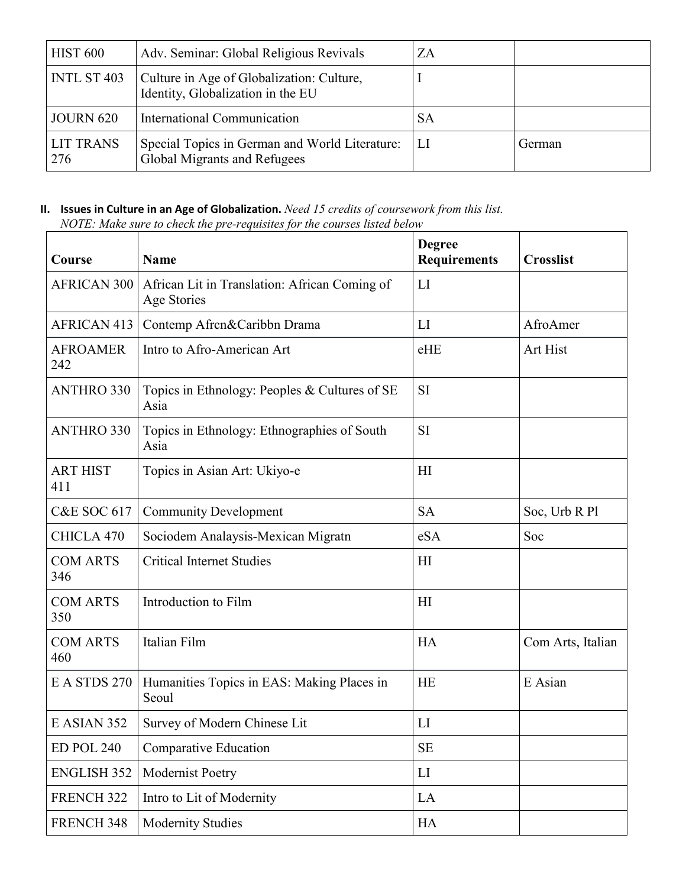| HIST 600 | Adv. Seminar: Global Religious Revivals | ZA | |
| --- | --- | --- | --- |
| INTL ST 403 | Culture in Age of Globalization: Culture, Identity, Globalization in the EU | I | |
| JOURN 620 | International Communication | SA | |
| LIT TRANS 276 | Special Topics in German and World Literature: Global Migrants and Refugees | LI | German |

## II. Issues in Culture in an Age of Globalization.

*Need 15 credits of coursework from this list.*
*NOTE: Make sure to check the pre-requisites for the courses listed below*

| Course | Name | Degree Requirements | Crosslist |
| --- | --- | --- | --- |
| AFRICAN 300 | African Lit in Translation: African Coming of Age Stories | LI | |
| AFRICAN 413 | Contemp Afrcn&Caribbn Drama | LI | AfroAmer |
| AFROAMER 242 | Intro to Afro-American Art | eHE | Art Hist |
| ANTHRO 330 | Topics in Ethnology: Peoples & Cultures of SE Asia | SI | |
| ANTHRO 330 | Topics in Ethnology: Ethnographies of South Asia | SI | |
| ART HIST 411 | Topics in Asian Art: Ukiyo-e | HI | |
| C&E SOC 617 | Community Development | SA | Soc, Urb R Pl |
| CHICLA 470 | Sociodem Analaysis-Mexican Migratn | eSA | Soc |
| COM ARTS 346 | Critical Internet Studies | HI | |
| COM ARTS 350 | Introduction to Film | HI | |
| COM ARTS 460 | Italian Film | HA | Com Arts, Italian |
| E A STDS 270 | Humanities Topics in EAS: Making Places in Seoul | HE | E Asian |
| E ASIAN 352 | Survey of Modern Chinese Lit | LI | |
| ED POL 240 | Comparative Education | SE | |
| ENGLISH 352 | Modernist Poetry | LI | |
| FRENCH 322 | Intro to Lit of Modernity | LA | |
| FRENCH 348 | Modernity Studies | HA | |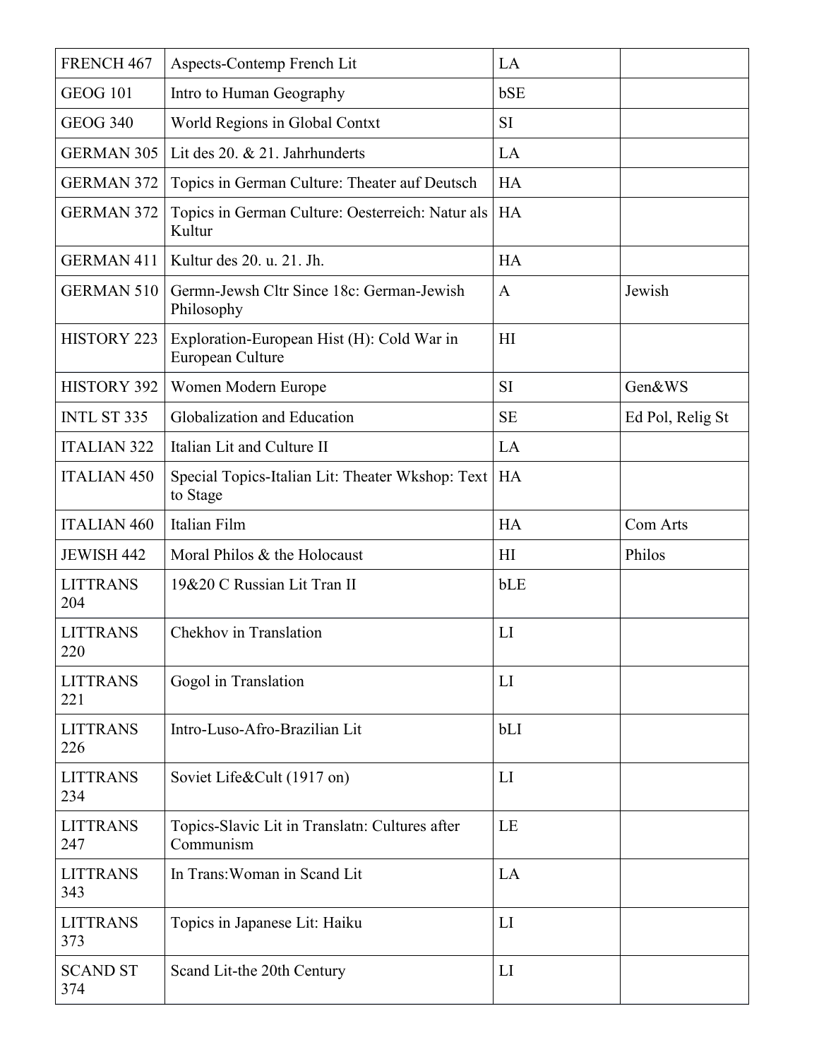| FRENCH 467 | Aspects-Contemp French Lit | LA | |
|---|---|---|---|
| GEOG 101 | Intro to Human Geography | bSE | |
| GEOG 340 | World Regions in Global Contxt | SI | |
| GERMAN 305 | Lit des 20. & 21. Jahrhunderts | LA | |
| GERMAN 372 | Topics in German Culture: Theater auf Deutsch | HA | |
| GERMAN 372 | Topics in German Culture: Oesterreich: Natur als Kultur | HA | |
| GERMAN 411 | Kultur des 20. u. 21. Jh. | HA | |
| GERMAN 510 | Germn-Jewsh Cltr Since 18c: German-Jewish Philosophy | A | Jewish |
| HISTORY 223 | Exploration-European Hist (H): Cold War in European Culture | HI | |
| HISTORY 392 | Women Modern Europe | SI | Gen&WS |
| INTL ST 335 | Globalization and Education | SE | Ed Pol, Relig St |
| ITALIAN 322 | Italian Lit and Culture II | LA | |
| ITALIAN 450 | Special Topics-Italian Lit: Theater Wkshop: Text to Stage | HA | |
| ITALIAN 460 | Italian Film | HA | Com Arts |
| JEWISH 442 | Moral Philos & the Holocaust | HI | Philos |
| LITTRANS 204 | 19&20 C Russian Lit Tran II | bLE | |
| LITTRANS 220 | Chekhov in Translation | LI | |
| LITTRANS 221 | Gogol in Translation | LI | |
| LITTRANS 226 | Intro-Luso-Afro-Brazilian Lit | bLI | |
| LITTRANS 234 | Soviet Life&Cult (1917 on) | LI | |
| LITTRANS 247 | Topics-Slavic Lit in Translatn: Cultures after Communism | LE | |
| LITTRANS 343 | In Trans:Woman in Scand Lit | LA | |
| LITTRANS 373 | Topics in Japanese Lit: Haiku | LI | |
| SCAND ST 374 | Scand Lit-the 20th Century | LI | |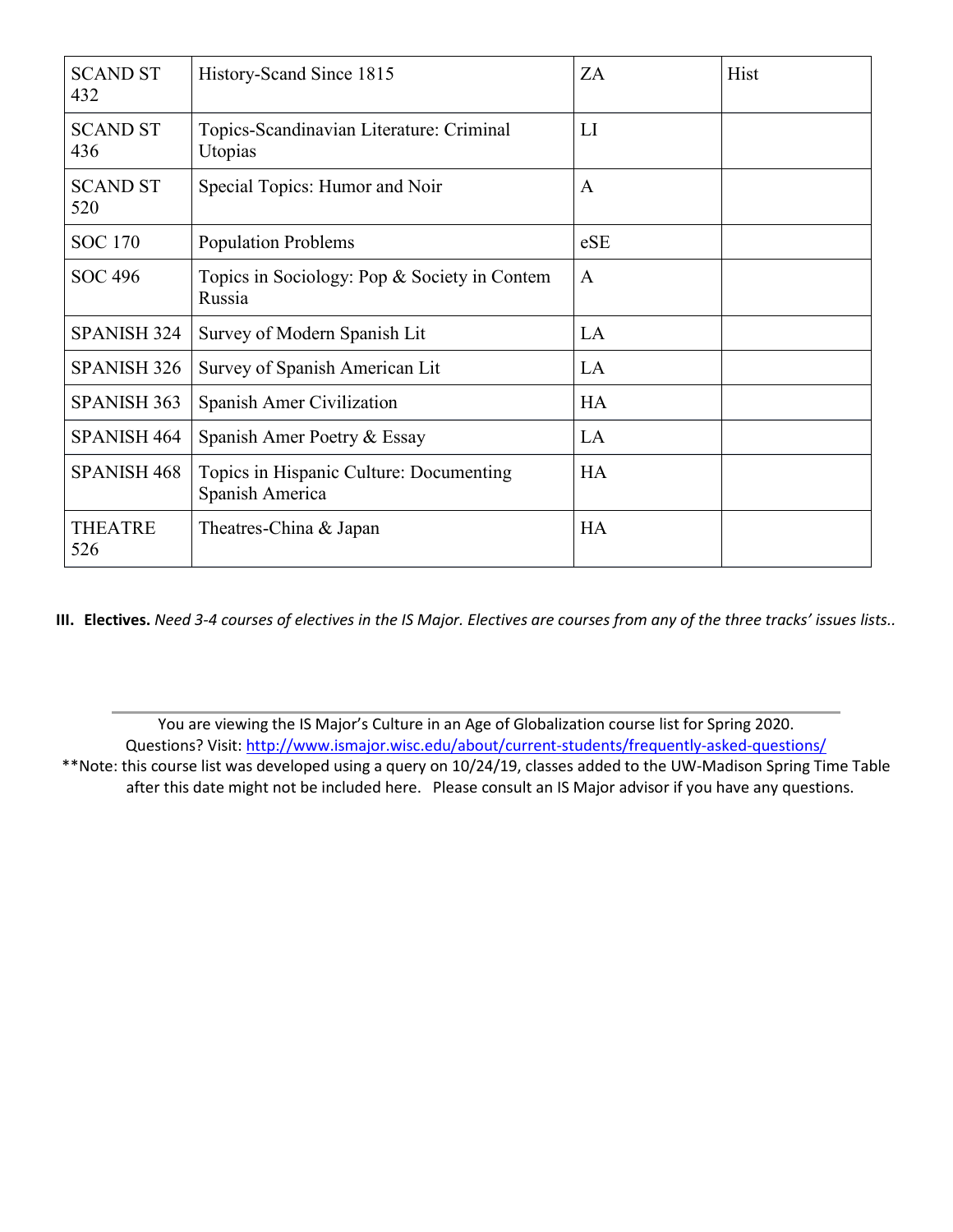| | | | |
|---|---|---|---|
| SCAND ST 432 | History-Scand Since 1815 | ZA | Hist |
| SCAND ST 436 | Topics-Scandinavian Literature: Criminal Utopias | LI | |
| SCAND ST 520 | Special Topics: Humor and Noir | A | |
| SOC 170 | Population Problems | eSE | |
| SOC 496 | Topics in Sociology: Pop & Society in Contem Russia | A | |
| SPANISH 324 | Survey of Modern Spanish Lit | LA | |
| SPANISH 326 | Survey of Spanish American Lit | LA | |
| SPANISH 363 | Spanish Amer Civilization | HA | |
| SPANISH 464 | Spanish Amer Poetry & Essay | LA | |
| SPANISH 468 | Topics in Hispanic Culture: Documenting Spanish America | HA | |
| THEATRE 526 | Theatres-China & Japan | HA | |

**III. Electives.** *Need 3-4 courses of electives in the IS Major. Electives are courses from any of the three tracks' issues lists..*

---

You are viewing the IS Major's Culture in an Age of Globalization course list for Spring 2020.
Questions? Visit: http://www.ismajor.wisc.edu/about/current-students/frequently-asked-questions/
**Note: this course list was developed using a query on 10/24/19, classes added to the UW-Madison Spring Time Table after this date might not be included here. Please consult an IS Major advisor if you have any questions.